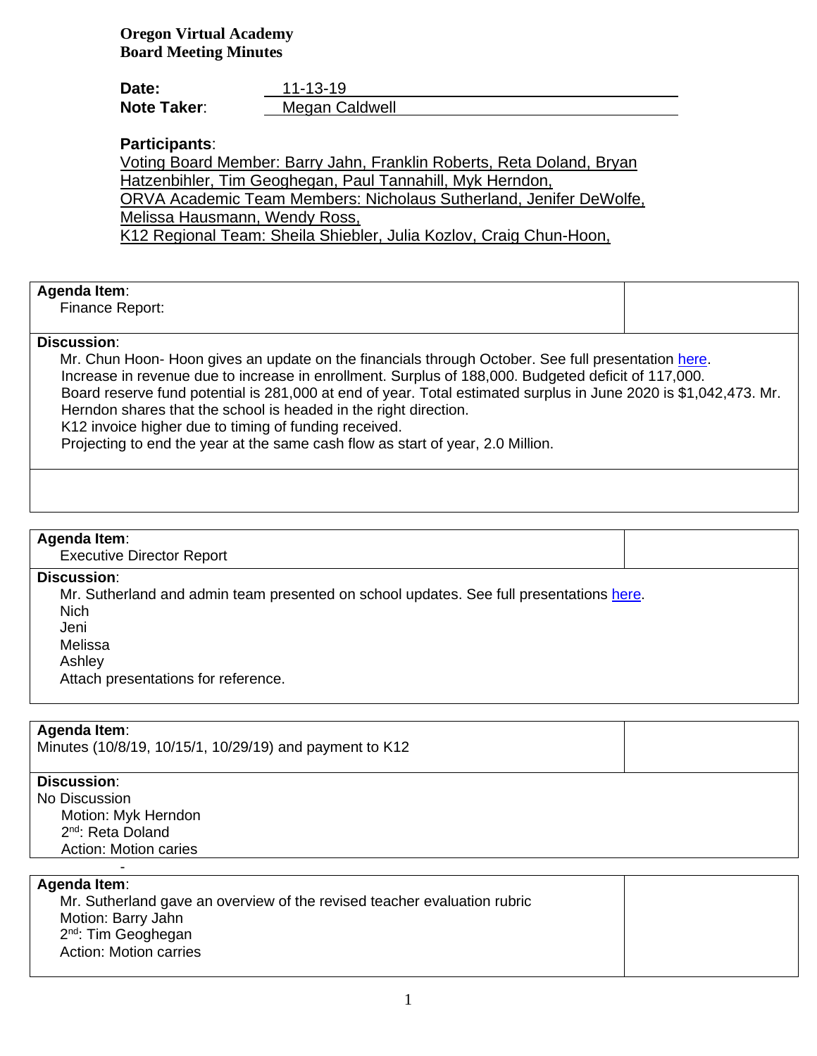**Oregon Virtual Academy**
**Board Meeting Minutes**

**Date:** 11-13-19
**Note Taker**: Megan Caldwell

**Participants**:

Voting Board Member: Barry Jahn, Franklin Roberts, Reta Doland, Bryan Hatzenbihler, Tim Geoghegan, Paul Tannahill, Myk Herndon,
ORVA Academic Team Members: Nicholaus Sutherland, Jenifer DeWolfe, Melissa Hausmann, Wendy Ross,
K12 Regional Team: Sheila Shiebler, Julia Kozlov, Craig Chun-Hoon,

---

**Agenda Item**:
Finance Report:

**Discussion**:
Mr. Chun Hoon- Hoon gives an update on the financials through October. See full presentation here.
Increase in revenue due to increase in enrollment. Surplus of 188,000. Budgeted deficit of 117,000.
Board reserve fund potential is 281,000 at end of year. Total estimated surplus in June 2020 is $1,042,473. Mr. Herndon shares that the school is headed in the right direction.
K12 invoice higher due to timing of funding received.
Projecting to end the year at the same cash flow as start of year, 2.0 Million.

---

**Agenda Item**:
Executive Director Report

**Discussion**:
Mr. Sutherland and admin team presented on school updates. See full presentations here.
Nich
Jeni
Melissa
Ashley
Attach presentations for reference.

---

**Agenda Item**:
Minutes (10/8/19, 10/15/1, 10/29/19) and payment to K12

**Discussion**:
No Discussion
Motion: Myk Herndon
2nd: Reta Doland
Action: Motion caries

---

**Agenda Item**:
Mr. Sutherland gave an overview of the revised teacher evaluation rubric
Motion: Barry Jahn
2nd: Tim Geoghegan
Action: Motion carries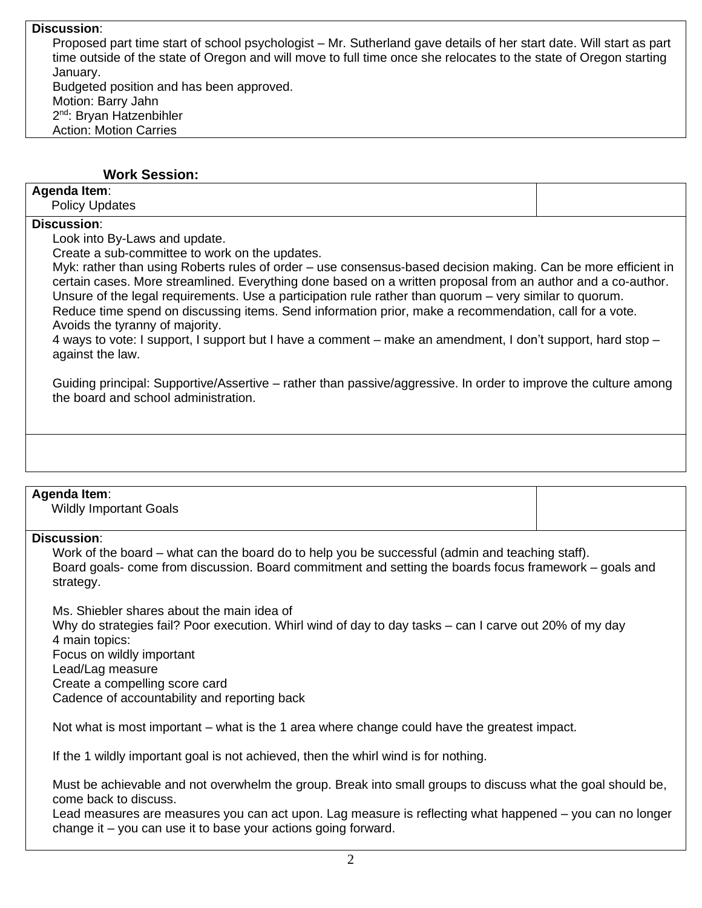**Discussion**:

Proposed part time start of school psychologist – Mr. Sutherland gave details of her start date. Will start as part time outside of the state of Oregon and will move to full time once she relocates to the state of Oregon starting January.

Budgeted position and has been approved.

Motion: Barry Jahn

2nd: Bryan Hatzenbihler

Action: Motion Carries

### Work Session:

**Agenda Item**:

Policy Updates

**Discussion**:

Look into By-Laws and update.

Create a sub-committee to work on the updates.

Myk: rather than using Roberts rules of order – use consensus-based decision making. Can be more efficient in certain cases. More streamlined. Everything done based on a written proposal from an author and a co-author. Unsure of the legal requirements. Use a participation rule rather than quorum – very similar to quorum. Reduce time spend on discussing items. Send information prior, make a recommendation, call for a vote. Avoids the tyranny of majority.

4 ways to vote: I support, I support but I have a comment – make an amendment, I don't support, hard stop – against the law.

Guiding principal: Supportive/Assertive – rather than passive/aggressive. In order to improve the culture among the board and school administration.

**Agenda Item**:

Wildly Important Goals

**Discussion**:

Work of the board – what can the board do to help you be successful (admin and teaching staff).

Board goals- come from discussion. Board commitment and setting the boards focus framework – goals and strategy.

Ms. Shiebler shares about the main idea of

Why do strategies fail? Poor execution. Whirl wind of day to day tasks – can I carve out 20% of my day

4 main topics:

Focus on wildly important

Lead/Lag measure

Create a compelling score card

Cadence of accountability and reporting back

Not what is most important – what is the 1 area where change could have the greatest impact.

If the 1 wildly important goal is not achieved, then the whirl wind is for nothing.

Must be achievable and not overwhelm the group. Break into small groups to discuss what the goal should be, come back to discuss.

Lead measures are measures you can act upon. Lag measure is reflecting what happened – you can no longer change it – you can use it to base your actions going forward.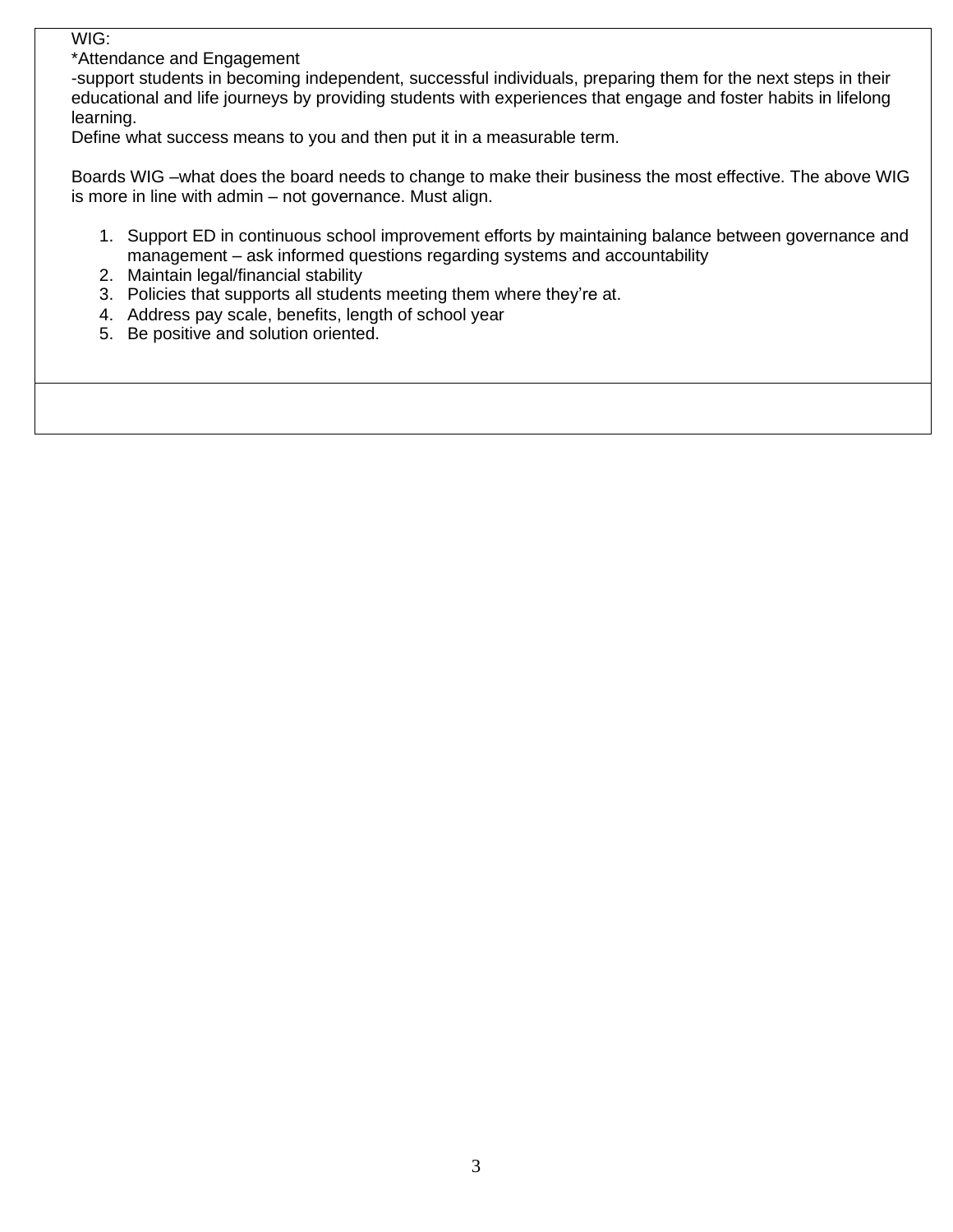WIG:
*Attendance and Engagement
-support students in becoming independent, successful individuals, preparing them for the next steps in their educational and life journeys by providing students with experiences that engage and foster habits in lifelong learning.
Define what success means to you and then put it in a measurable term.

Boards WIG –what does the board needs to change to make their business the most effective. The above WIG is more in line with admin – not governance. Must align.

1. Support ED in continuous school improvement efforts by maintaining balance between governance and management – ask informed questions regarding systems and accountability
2. Maintain legal/financial stability
3. Policies that supports all students meeting them where they're at.
4. Address pay scale, benefits, length of school year
5. Be positive and solution oriented.